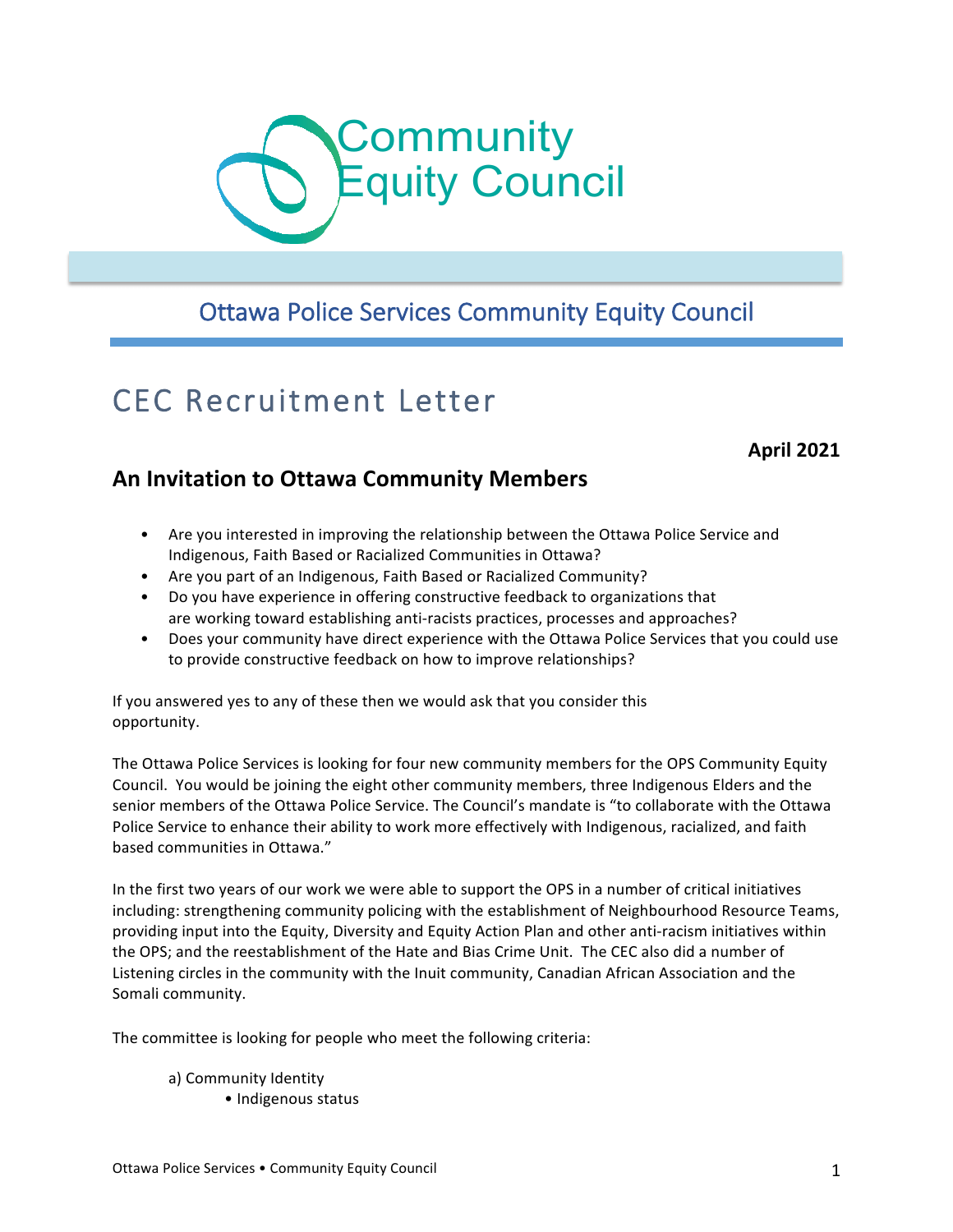Community Equity Council

## Ottawa Police Services Community Equity Council

# CEC Recruitment Letter

**April 2021**

## An Invitation to Ottawa Community Members

- Are you interested in improving the relationship between the Ottawa Police Service and Indigenous, Faith Based or Racialized Communities in Ottawa?
- Are you part of an Indigenous, Faith Based or Racialized Community?
- Do you have experience in offering constructive feedback to organizations that are working toward establishing anti-racists practices, processes and approaches?
- Does your community have direct experience with the Ottawa Police Services that you could use to provide constructive feedback on how to improve relationships?

If you answered yes to any of these then we would ask that you consider this opportunity.

The Ottawa Police Services is looking for four new community members for the OPS Community Equity Council. You would be joining the eight other community members, three Indigenous Elders and the senior members of the Ottawa Police Service. The Council's mandate is "to collaborate with the Ottawa Police Service to enhance their ability to work more effectively with Indigenous, racialized, and faith based communities in Ottawa."

In the first two years of our work we were able to support the OPS in a number of critical initiatives including: strengthening community policing with the establishment of Neighbourhood Resource Teams, providing input into the Equity, Diversity and Equity Action Plan and other anti-racism initiatives within the OPS; and the reestablishment of the Hate and Bias Crime Unit. The CEC also did a number of Listening circles in the community with the Inuit community, Canadian African Association and the Somali community.

The committee is looking for people who meet the following criteria:

a) Community Identity
  - Indigenous status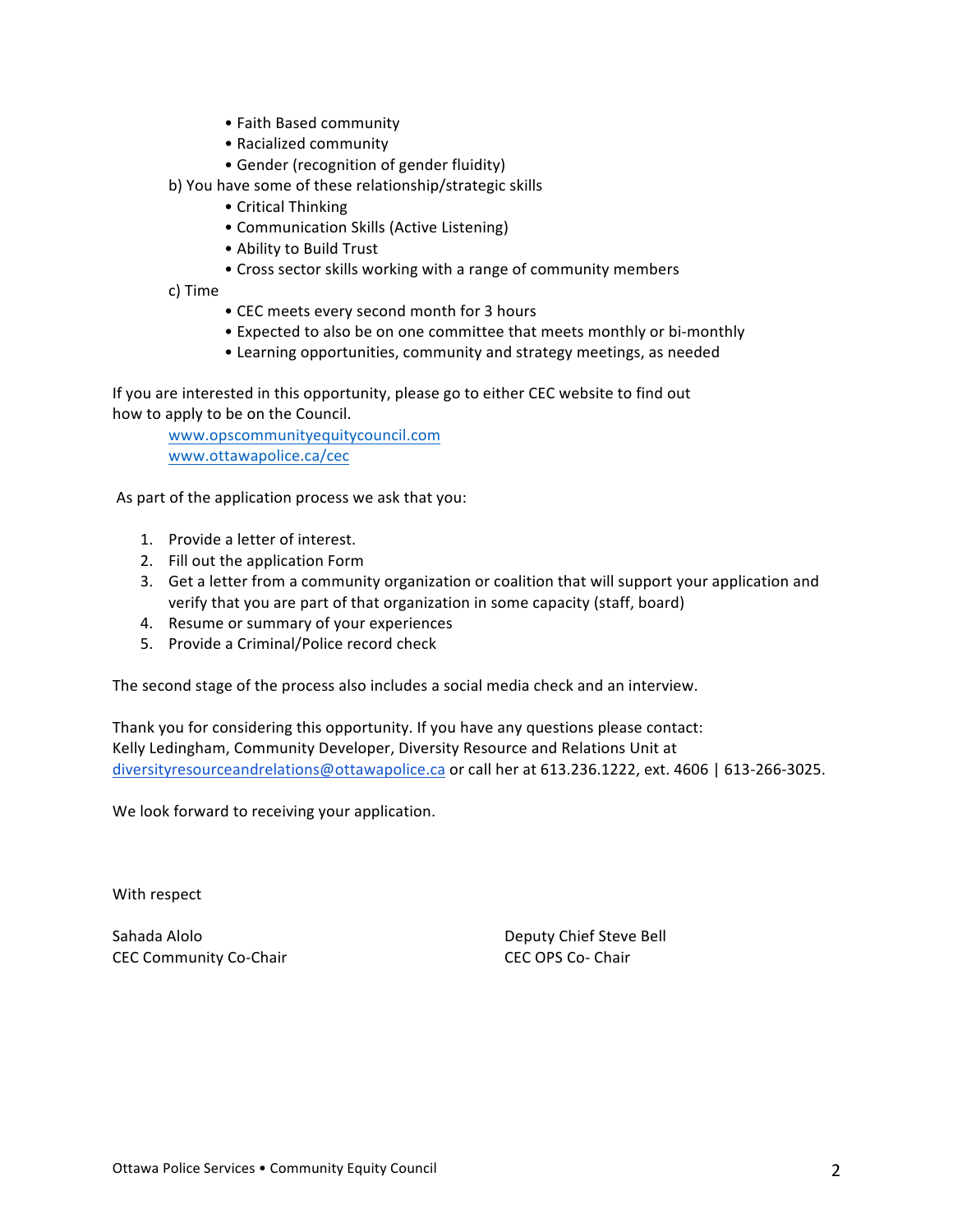- Faith Based community
- Racialized community
- Gender (recognition of gender fluidity)

b) You have some of these relationship/strategic skills

- Critical Thinking
- Communication Skills (Active Listening)
- Ability to Build Trust
- Cross sector skills working with a range of community members

c) Time

- CEC meets every second month for 3 hours
- Expected to also be on one committee that meets monthly or bi-monthly
- Learning opportunities, community and strategy meetings, as needed

If you are interested in this opportunity, please go to either CEC website to find out how to apply to be on the Council.

[www.opscommunityequitycouncil.com](http://www.opscommunityequitycouncil.com)
[www.ottawapolice.ca/cec](http://www.ottawapolice.ca/cec)

As part of the application process we ask that you:

1. Provide a letter of interest.
2. Fill out the application Form
3. Get a letter from a community organization or coalition that will support your application and verify that you are part of that organization in some capacity (staff, board)
4. Resume or summary of your experiences
5. Provide a Criminal/Police record check

The second stage of the process also includes a social media check and an interview.

Thank you for considering this opportunity. If you have any questions please contact: Kelly Ledingham, Community Developer, Diversity Resource and Relations Unit at [diversityresourceandrelations@ottawapolice.ca](mailto:diversityresourceandrelations@ottawapolice.ca) or call her at 613.236.1222, ext. 4606 | 613-266-3025.

We look forward to receiving your application.

With respect

Sahada Alolo
CEC Community Co-Chair

Deputy Chief Steve Bell
CEC OPS Co- Chair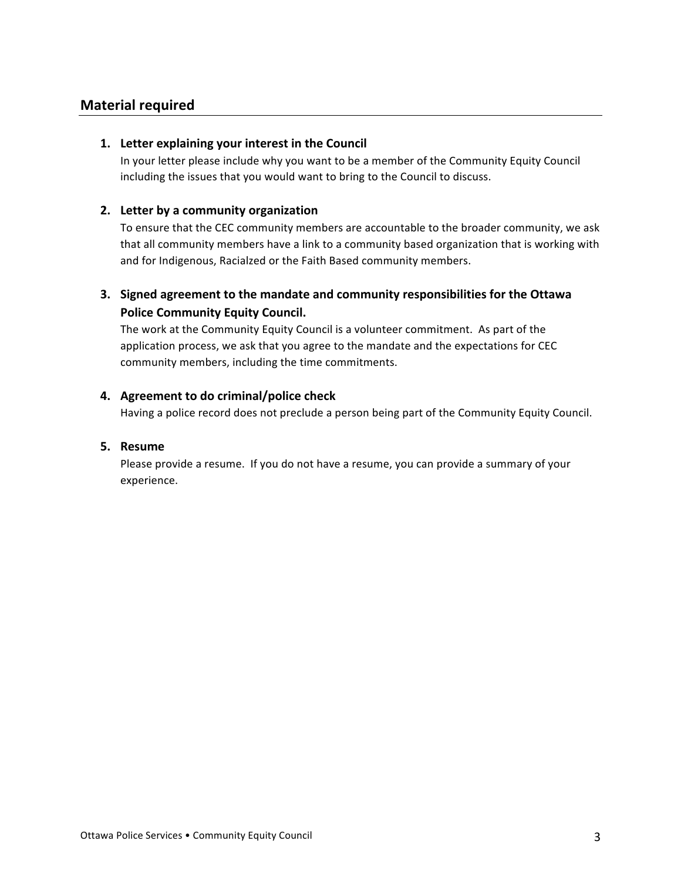## Material required

1. **Letter explaining your interest in the Council**
   In your letter please include why you want to be a member of the Community Equity Council including the issues that you would want to bring to the Council to discuss.

2. **Letter by a community organization**
   To ensure that the CEC community members are accountable to the broader community, we ask that all community members have a link to a community based organization that is working with and for Indigenous, Racialzed or the Faith Based community members.

3. **Signed agreement to the mandate and community responsibilities for the Ottawa Police Community Equity Council.**
   The work at the Community Equity Council is a volunteer commitment. As part of the application process, we ask that you agree to the mandate and the expectations for CEC community members, including the time commitments.

4. **Agreement to do criminal/police check**
   Having a police record does not preclude a person being part of the Community Equity Council.

5. **Resume**
   Please provide a resume. If you do not have a resume, you can provide a summary of your experience.